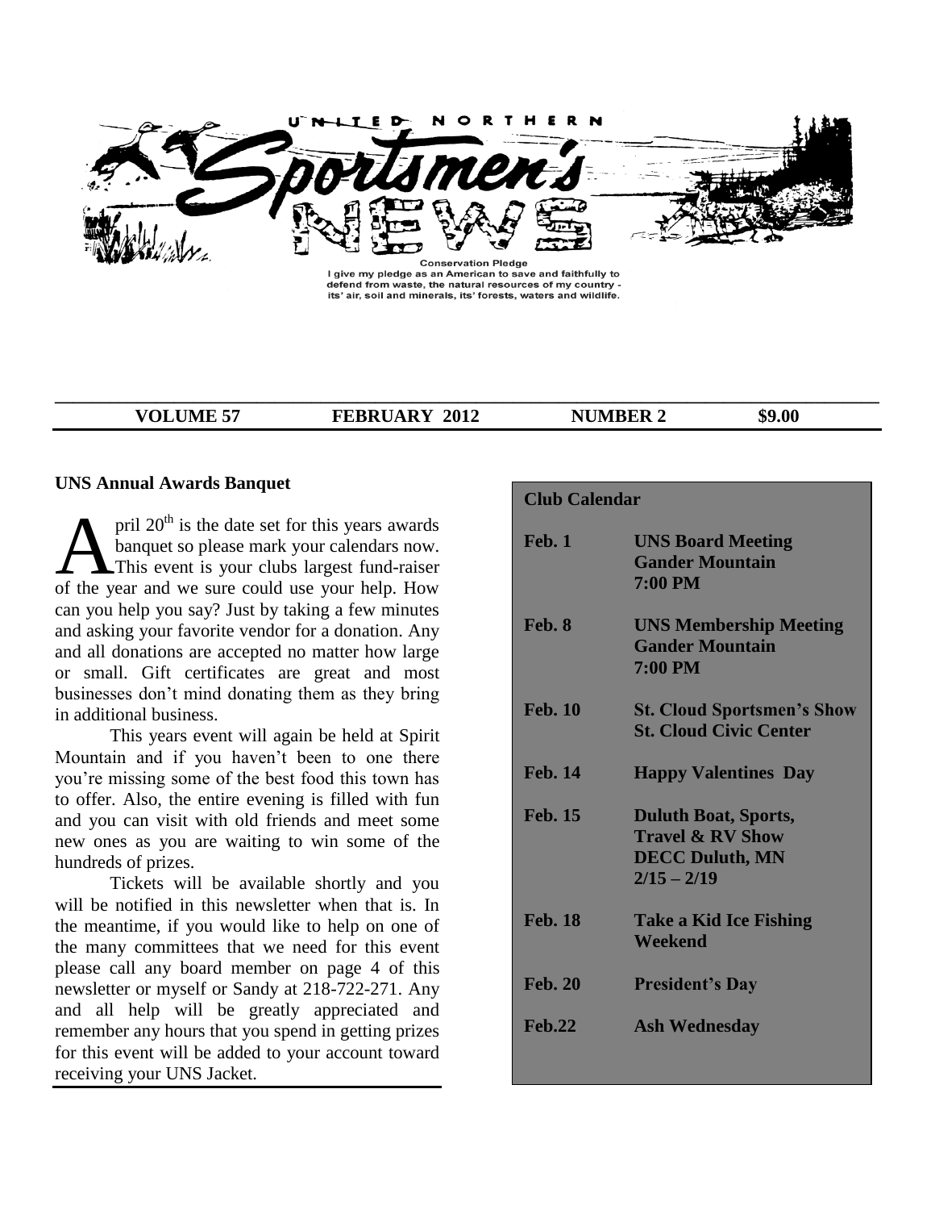# UNITED NORTHERN Sportsmen's NEWS

**Conservation Pledge**
I give my pledge as an American to save and faithfully to defend from waste, the natural resources of my country - its' air, soil and minerals, its' forests, waters and wildlife.

| VOLUME 57 | FEBRUARY 2012 | NUMBER 2 | $9.00 |
|---|---|---|---|

## UNS Annual Awards Banquet

April 20th is the date set for this years awards banquet so please mark your calendars now. This event is your clubs largest fund-raiser of the year and we sure could use your help. How can you help you say? Just by taking a few minutes and asking your favorite vendor for a donation. Any and all donations are accepted no matter how large or small. Gift certificates are great and most businesses don't mind donating them as they bring in additional business.

This years event will again be held at Spirit Mountain and if you haven't been to one there you're missing some of the best food this town has to offer. Also, the entire evening is filled with fun and you can visit with old friends and meet some new ones as you are waiting to win some of the hundreds of prizes.

Tickets will be available shortly and you will be notified in this newsletter when that is. In the meantime, if you would like to help on one of the many committees that we need for this event please call any board member on page 4 of this newsletter or myself or Sandy at 218-722-271. Any and all help will be greatly appreciated and remember any hours that you spend in getting prizes for this event will be added to your account toward receiving your UNS Jacket.

## Club Calendar

| | |
|---|---|
| **Feb. 1** | **UNS Board Meeting**<br>**Gander Mountain**<br>**7:00 PM** |
| **Feb. 8** | **UNS Membership Meeting**<br>**Gander Mountain**<br>**7:00 PM** |
| **Feb. 10** | **St. Cloud Sportsmen's Show**<br>**St. Cloud Civic Center** |
| **Feb. 14** | **Happy Valentines Day** |
| **Feb. 15** | **Duluth Boat, Sports, Travel & RV Show**<br>**DECC Duluth, MN**<br>**2/15 – 2/19** |
| **Feb. 18** | **Take a Kid Ice Fishing Weekend** |
| **Feb. 20** | **President's Day** |
| **Feb.22** | **Ash Wednesday** |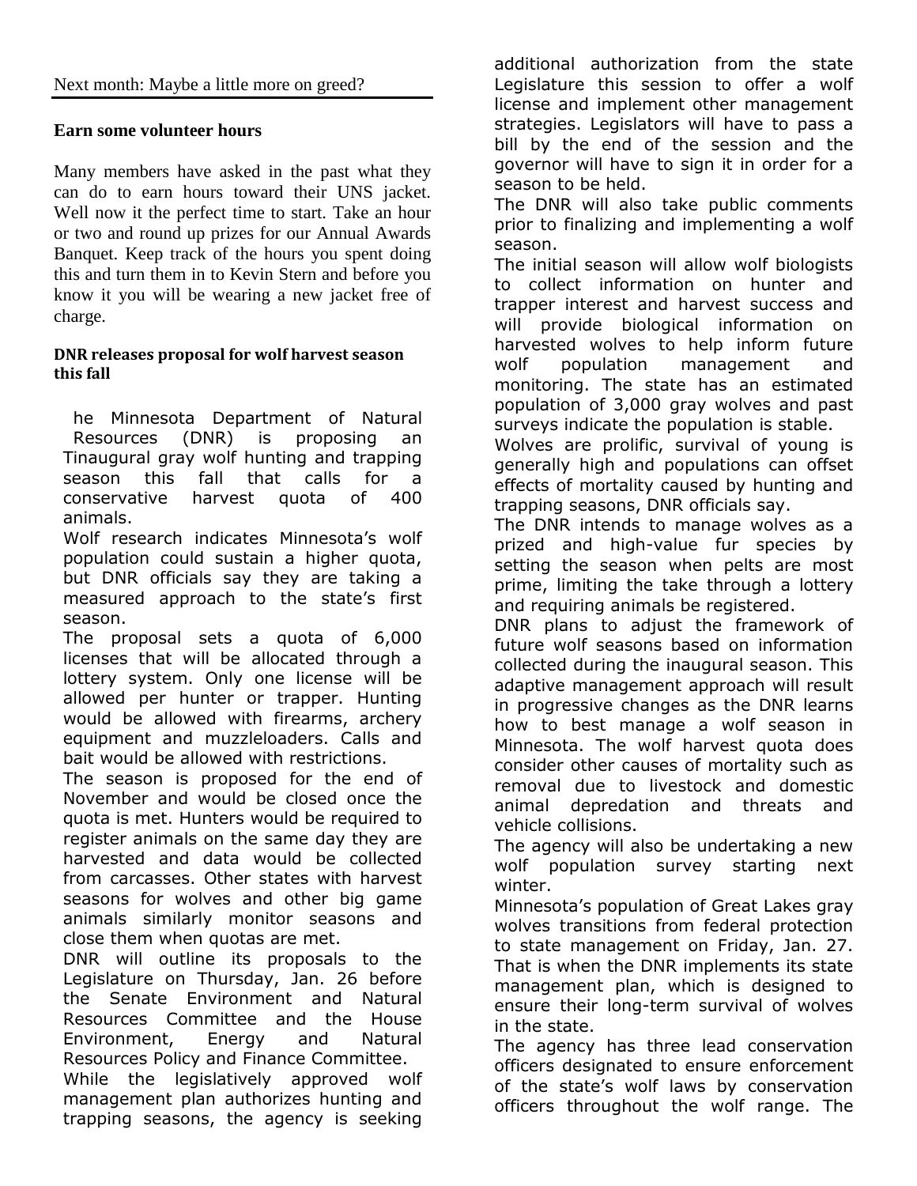Next month: Maybe a little more on greed?

---

**Earn some volunteer hours**

Many members have asked in the past what they can do to earn hours toward their UNS jacket. Well now it the perfect time to start. Take an hour or two and round up prizes for our Annual Awards Banquet. Keep track of the hours you spent doing this and turn them in to Kevin Stern and before you know it you will be wearing a new jacket free of charge.

**DNR releases proposal for wolf harvest season this fall**

The Minnesota Department of Natural Resources (DNR) is proposing an inaugural gray wolf hunting and trapping season this fall that calls for a conservative harvest quota of 400 animals.

Wolf research indicates Minnesota's wolf population could sustain a higher quota, but DNR officials say they are taking a measured approach to the state's first season.

The proposal sets a quota of 6,000 licenses that will be allocated through a lottery system. Only one license will be allowed per hunter or trapper. Hunting would be allowed with firearms, archery equipment and muzzleloaders. Calls and bait would be allowed with restrictions.

The season is proposed for the end of November and would be closed once the quota is met. Hunters would be required to register animals on the same day they are harvested and data would be collected from carcasses. Other states with harvest seasons for wolves and other big game animals similarly monitor seasons and close them when quotas are met.

DNR will outline its proposals to the Legislature on Thursday, Jan. 26 before the Senate Environment and Natural Resources Committee and the House Environment, Energy and Natural Resources Policy and Finance Committee.

While the legislatively approved wolf management plan authorizes hunting and trapping seasons, the agency is seeking additional authorization from the state Legislature this session to offer a wolf license and implement other management strategies. Legislators will have to pass a bill by the end of the session and the governor will have to sign it in order for a season to be held.

The DNR will also take public comments prior to finalizing and implementing a wolf season.

The initial season will allow wolf biologists to collect information on hunter and trapper interest and harvest success and will provide biological information on harvested wolves to help inform future wolf population management and monitoring. The state has an estimated population of 3,000 gray wolves and past surveys indicate the population is stable.

Wolves are prolific, survival of young is generally high and populations can offset effects of mortality caused by hunting and trapping seasons, DNR officials say.

The DNR intends to manage wolves as a prized and high-value fur species by setting the season when pelts are most prime, limiting the take through a lottery and requiring animals be registered.

DNR plans to adjust the framework of future wolf seasons based on information collected during the inaugural season. This adaptive management approach will result in progressive changes as the DNR learns how to best manage a wolf season in Minnesota. The wolf harvest quota does consider other causes of mortality such as removal due to livestock and domestic animal depredation and threats and vehicle collisions.

The agency will also be undertaking a new wolf population survey starting next winter.

Minnesota's population of Great Lakes gray wolves transitions from federal protection to state management on Friday, Jan. 27. That is when the DNR implements its state management plan, which is designed to ensure their long-term survival of wolves in the state.

The agency has three lead conservation officers designated to ensure enforcement of the state's wolf laws by conservation officers throughout the wolf range. The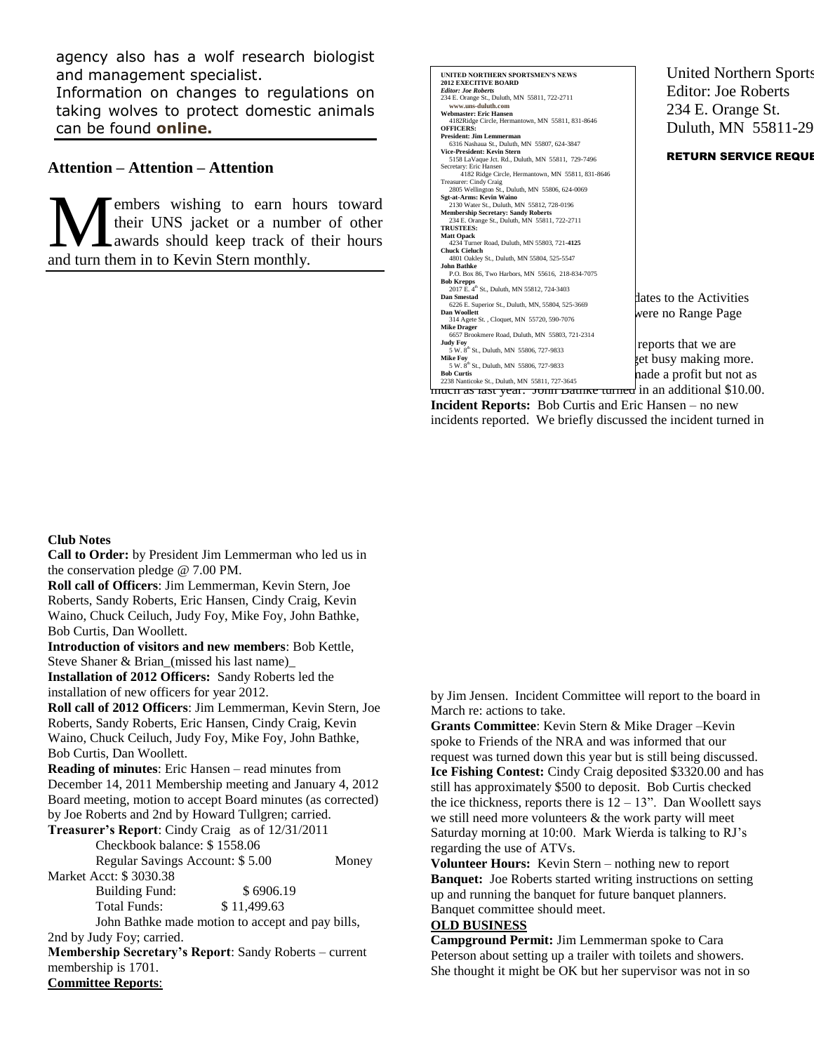agency also has a wolf research biologist and management specialist.

Information on changes to regulations on taking wolves to protect domestic animals can be found **online.**

### Attention – Attention – Attention

Members wishing to earn hours toward their UNS jacket or a number of other awards should keep track of their hours and turn them in to Kevin Stern monthly.

**UNITED NORTHERN SPORTSMEN'S NEWS**
**2012 EXECITIVE BOARD**
***Editor: Joe Roberts***
234 E. Orange St., Duluth, MN 55811, 722-2711
**www.uns-duluth.com**
**Webmaster: Eric Hansen**
4182Ridge Circle, Hermantown, MN 55811, 831-8646
**OFFICERS:**
**President: Jim Lemmerman**
6316 Nashaua St., Duluth, MN 55807, 624-3847
**Vice-President: Kevin Stern**
5158 LaVaque Jct. Rd., Duluth, MN 55811, 729-7496
Secretary: Eric Hansen
4182 Ridge Circle, Hermantown, MN 55811, 831-8646
Treasurer: Cindy Craig
2805 Wellington St., Duluth, MN 55806, 624-0069
**Sgt-at-Arms: Kevin Waino**
2130 Water St., Duluth, MN 55812, 728-0196
**Membership Secretary: Sandy Roberts**
234 E. Orange St., Duluth, MN 55811, 722-2711
**TRUSTEES:**
**Matt Opack**
4234 Turner Road, Duluth, MN 55803, 721-**4125**
**Chuck Cieluch**
4801 Oakley St., Duluth, MN 55804, 525-5547
**John Bathke**
P.O. Box 86, Two Harbors, MN 55616, 218-834-7075
**Bob Krepps**
2017 E. 4th St., Duluth, MN 55812, 724-3403
**Dan Smestad**
6226 E. Superior St., Duluth, MN, 55804, 525-3669
**Dan Woollett**
314 Agete St. , Cloquet, MN 55720, 590-7076
**Mike Drager**
6657 Brookmere Road, Duluth, MN 55803, 721-2314
**Judy Foy**
5 W. 8th St., Duluth, MN 55806, 727-9833
**Mike Foy**
5 W. 8th St., Duluth, MN 55806, 727-9833
**Bob Curtis**
2238 Nanticoke St., Duluth, MN 55811, 727-3645

United Northern Sports
Editor: Joe Roberts
234 E. Orange St.
Duluth, MN 55811-29

**RETURN SERVICE REQUE**

dates to the Activities were no Range Page

reports that we are get busy making more. made a profit but not as much as last year. John Bathke turned in an additional $10.00.

**Incident Reports:** Bob Curtis and Eric Hansen – no new incidents reported. We briefly discussed the incident turned in by Jim Jensen. Incident Committee will report to the board in March re: actions to take.

**Grants Committee**: Kevin Stern & Mike Drager –Kevin spoke to Friends of the NRA and was informed that our request was turned down this year but is still being discussed.

**Ice Fishing Contest:** Cindy Craig deposited $3320.00 and has still has approximately $500 to deposit. Bob Curtis checked the ice thickness, reports there is 12 – 13". Dan Woollett says we still need more volunteers & the work party will meet Saturday morning at 10:00. Mark Wierda is talking to RJ's regarding the use of ATVs.

**Volunteer Hours:** Kevin Stern – nothing new to report

**Banquet:** Joe Roberts started writing instructions on setting up and running the banquet for future banquet planners. Banquet committee should meet.

**OLD BUSINESS**

**Campground Permit:** Jim Lemmerman spoke to Cara Peterson about setting up a trailer with toilets and showers. She thought it might be OK but her supervisor was not in so

**Club Notes**

**Call to Order:** by President Jim Lemmerman who led us in the conservation pledge @ 7.00 PM.

**Roll call of Officers**: Jim Lemmerman, Kevin Stern, Joe Roberts, Sandy Roberts, Eric Hansen, Cindy Craig, Kevin Waino, Chuck Ceiluch, Judy Foy, Mike Foy, John Bathke, Bob Curtis, Dan Woollett.

**Introduction of visitors and new members**: Bob Kettle, Steve Shaner & Brian_(missed his last name)_

**Installation of 2012 Officers:** Sandy Roberts led the installation of new officers for year 2012.

**Roll call of 2012 Officers**: Jim Lemmerman, Kevin Stern, Joe Roberts, Sandy Roberts, Eric Hansen, Cindy Craig, Kevin Waino, Chuck Ceiluch, Judy Foy, Mike Foy, John Bathke, Bob Curtis, Dan Woollett.

**Reading of minutes**: Eric Hansen – read minutes from December 14, 2011 Membership meeting and January 4, 2012 Board meeting, motion to accept Board minutes (as corrected) by Joe Roberts and 2nd by Howard Tullgren; carried.

**Treasurer's Report**: Cindy Craig as of 12/31/2011

Checkbook balance: $ 1558.06
Regular Savings Account: $ 5.00
Money Market Acct: $ 3030.38
Building Fund: $ 6906.19
Total Funds: $ 11,499.63

John Bathke made motion to accept and pay bills, 2nd by Judy Foy; carried.

**Membership Secretary's Report**: Sandy Roberts – current membership is 1701.

**Committee Reports**: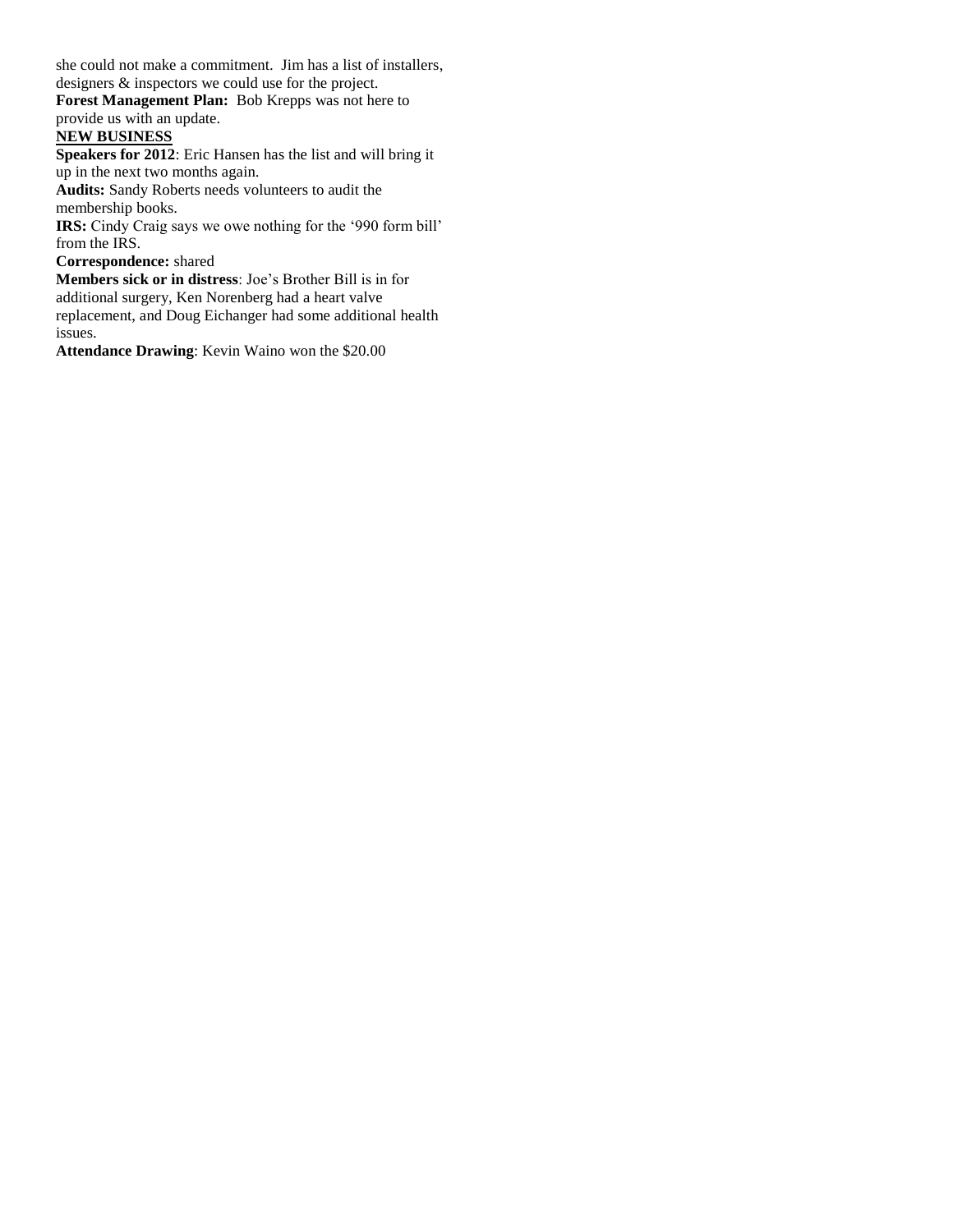she could not make a commitment. Jim has a list of installers, designers & inspectors we could use for the project.

**Forest Management Plan:** Bob Krepps was not here to provide us with an update.

**NEW BUSINESS**

**Speakers for 2012**: Eric Hansen has the list and will bring it up in the next two months again.

**Audits:** Sandy Roberts needs volunteers to audit the membership books.

**IRS:** Cindy Craig says we owe nothing for the '990 form bill' from the IRS.

**Correspondence:** shared

**Members sick or in distress**: Joe's Brother Bill is in for additional surgery, Ken Norenberg had a heart valve replacement, and Doug Eichanger had some additional health issues.

**Attendance Drawing**: Kevin Waino won the $20.00